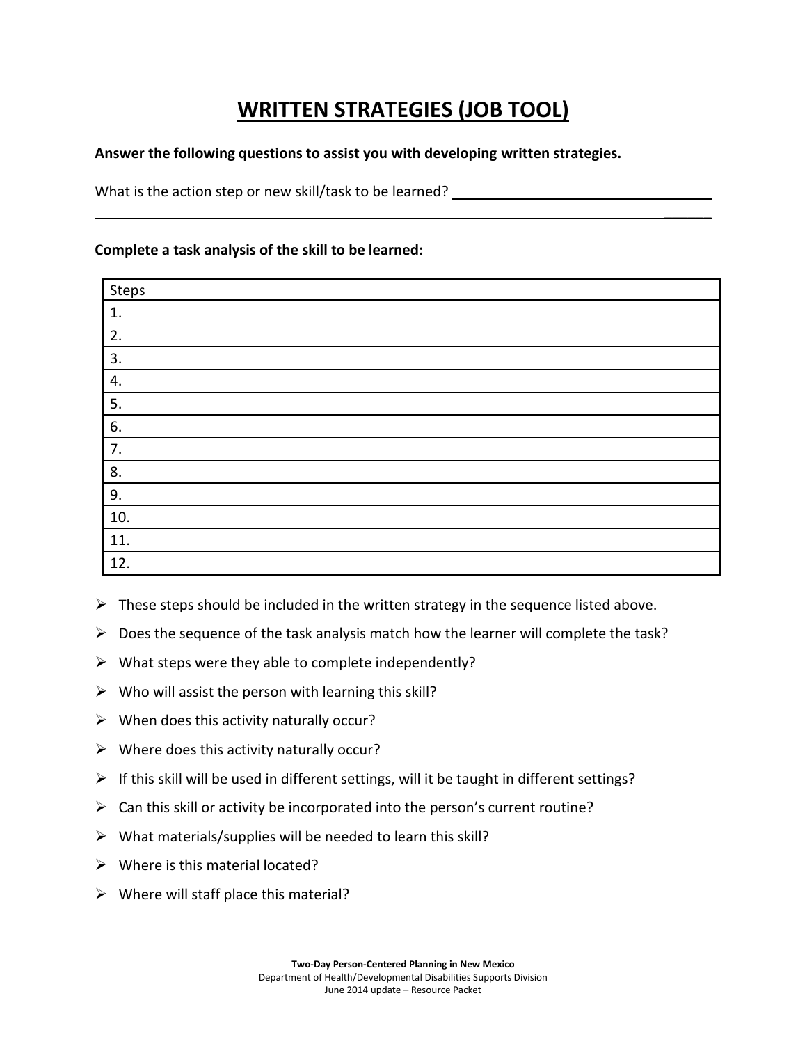# WRITTEN STRATEGIES (JOB TOOL)

**Answer the following questions to assist you with developing written strategies.**

What is the action step or new skill/task to be learned? ______________________________

______________________________________________________________________________

**Complete a task analysis of the skill to be learned:**

| Steps |
| --- |
| 1. |
| 2. |
| 3. |
| 4. |
| 5. |
| 6. |
| 7. |
| 8. |
| 9. |
| 10. |
| 11. |
| 12. |

- These steps should be included in the written strategy in the sequence listed above.
- Does the sequence of the task analysis match how the learner will complete the task?
- What steps were they able to complete independently?
- Who will assist the person with learning this skill?
- When does this activity naturally occur?
- Where does this activity naturally occur?
- If this skill will be used in different settings, will it be taught in different settings?
- Can this skill or activity be incorporated into the person's current routine?
- What materials/supplies will be needed to learn this skill?
- Where is this material located?
- Where will staff place this material?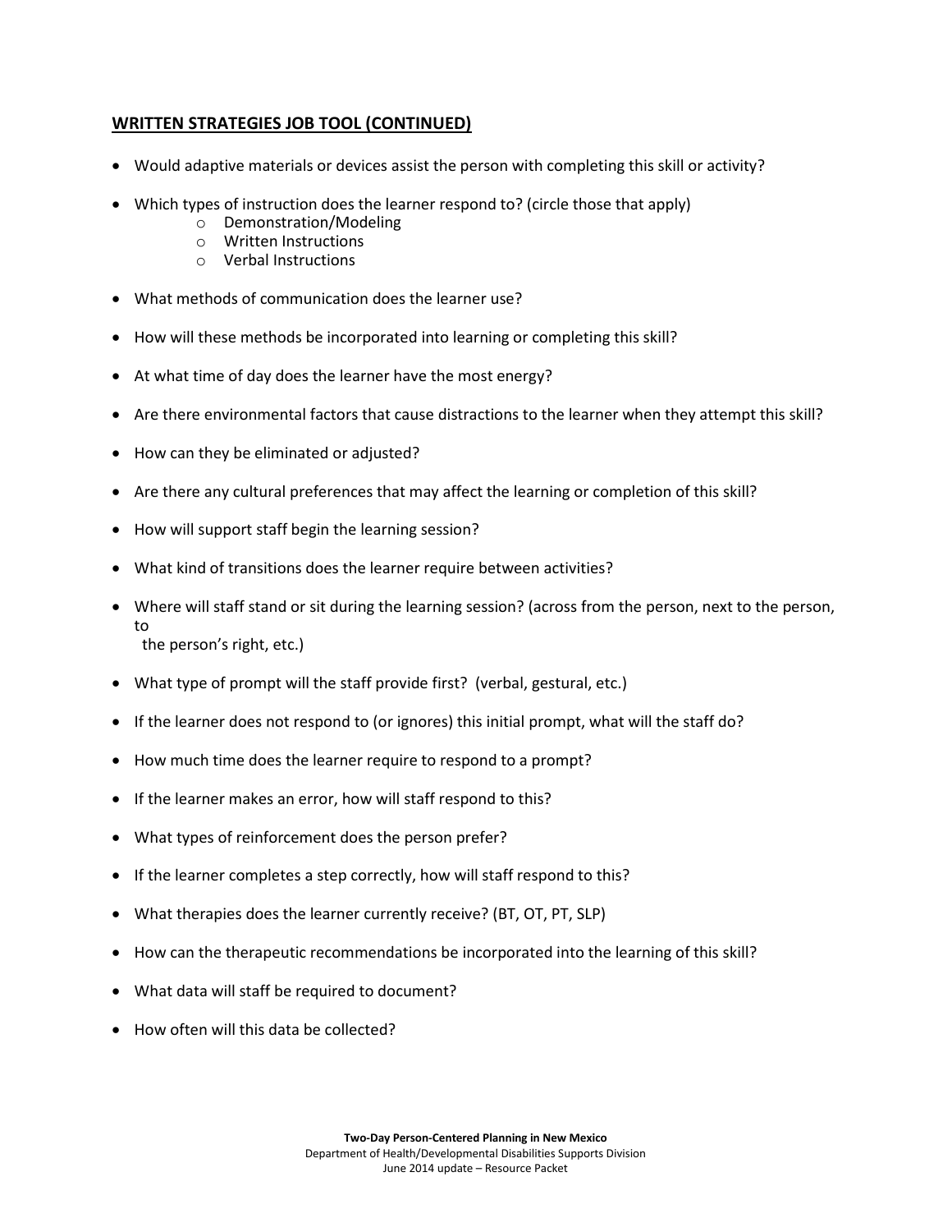**WRITTEN STRATEGIES JOB TOOL (CONTINUED)**

- Would adaptive materials or devices assist the person with completing this skill or activity?
- Which types of instruction does the learner respond to? (circle those that apply)
  - Demonstration/Modeling
  - Written Instructions
  - Verbal Instructions
- What methods of communication does the learner use?
- How will these methods be incorporated into learning or completing this skill?
- At what time of day does the learner have the most energy?
- Are there environmental factors that cause distractions to the learner when they attempt this skill?
- How can they be eliminated or adjusted?
- Are there any cultural preferences that may affect the learning or completion of this skill?
- How will support staff begin the learning session?
- What kind of transitions does the learner require between activities?
- Where will staff stand or sit during the learning session? (across from the person, next to the person, to the person's right, etc.)
- What type of prompt will the staff provide first? (verbal, gestural, etc.)
- If the learner does not respond to (or ignores) this initial prompt, what will the staff do?
- How much time does the learner require to respond to a prompt?
- If the learner makes an error, how will staff respond to this?
- What types of reinforcement does the person prefer?
- If the learner completes a step correctly, how will staff respond to this?
- What therapies does the learner currently receive? (BT, OT, PT, SLP)
- How can the therapeutic recommendations be incorporated into the learning of this skill?
- What data will staff be required to document?
- How often will this data be collected?